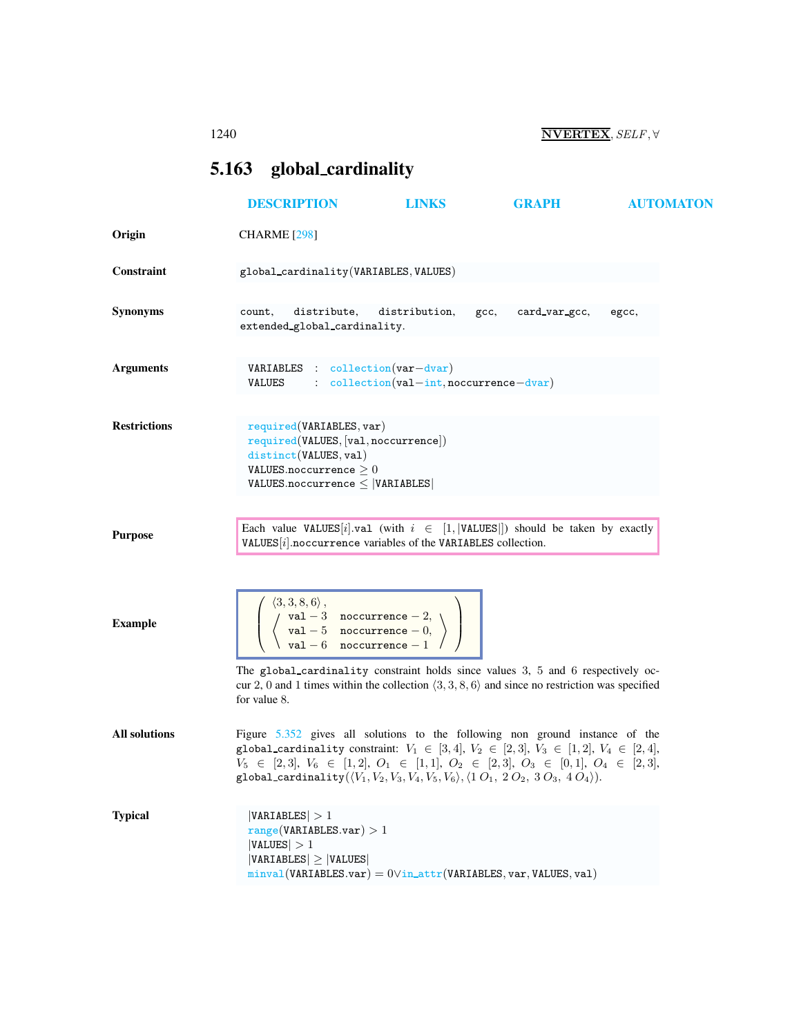## 5.163 global_cardinality

DESCRIPTION LINKS GRAPH AUTOMATON

**Origin**

CHARME [298]

**Constraint**

global_cardinality(VARIABLES, VALUES)

**Synonyms**

count, distribute, distribution, gcc, card_var_gcc, egcc, extended_global_cardinality.

**Arguments**

```
VARIABLES : collection(var−dvar)
VALUES    : collection(val−int, noccurrence−dvar)
```

**Restrictions**

```
required(VARIABLES, var)
required(VALUES, [val, noccurrence])
distinct(VALUES, val)
VALUES.noccurrence ≥ 0
VALUES.noccurrence ≤ |VARIABLES|
```

**Purpose**

Each value VALUES[$i$].val (with $i \in [1, |\text{VALUES}|]$) should be taken by exactly VALUES[$i$].noccurrence variables of the VARIABLES collection.

**Example**

$$\left( \begin{array}{l} \langle 3, 3, 8, 6 \rangle, \\ \left\langle \begin{array}{ll} \text{val} - 3 & \text{noccurrence} - 2, \\ \text{val} - 5 & \text{noccurrence} - 0, \\ \text{val} - 6 & \text{noccurrence} - 1 \end{array} \right\rangle \end{array} \right)$$

The global_cardinality constraint holds since values 3, 5 and 6 respectively occur 2, 0 and 1 times within the collection $\langle 3, 3, 8, 6 \rangle$ and since no restriction was specified for value 8.

**All solutions**

Figure 5.352 gives all solutions to the following non ground instance of the global_cardinality constraint: $V_1 \in [3, 4]$, $V_2 \in [2, 3]$, $V_3 \in [1, 2]$, $V_4 \in [2, 4]$, $V_5 \in [2, 3]$, $V_6 \in [1, 2]$, $O_1 \in [1, 1]$, $O_2 \in [2, 3]$, $O_3 \in [0, 1]$, $O_4 \in [2, 3]$, global_cardinality($\langle V_1, V_2, V_3, V_4, V_5, V_6 \rangle$, $\langle 1\ O_1,\ 2\ O_2,\ 3\ O_3,\ 4\ O_4 \rangle$).

**Typical**

```
|VARIABLES| > 1
range(VARIABLES.var) > 1
|VALUES| > 1
|VARIABLES| ≥ |VALUES|
minval(VARIABLES.var) = 0 ∨ in_attr(VARIABLES, var, VALUES, val)
```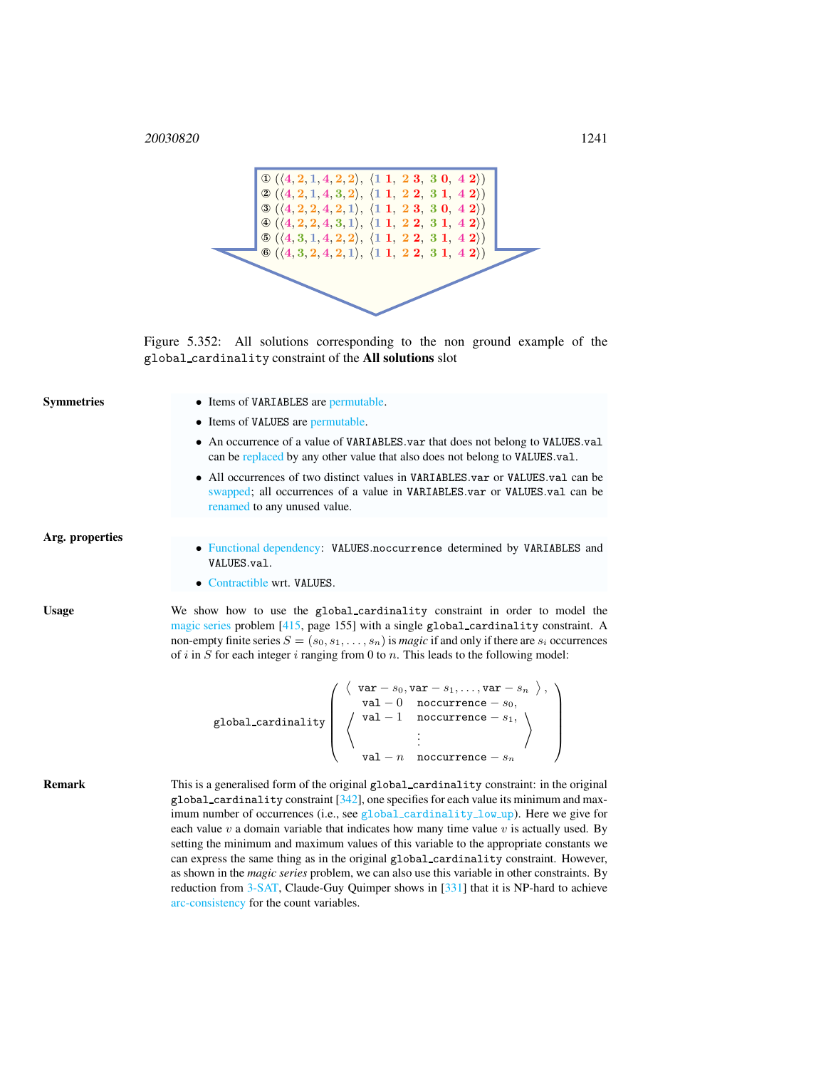① (⟨4, 2, 1, 4, 2, 2⟩, ⟨1 **1**, 2 **3**, 3 **0**, 4 **2**⟩)
② (⟨4, 2, 1, 4, 3, 2⟩, ⟨1 **1**, 2 **2**, 3 **1**, 4 **2**⟩)
③ (⟨4, 2, 2, 4, 2, 1⟩, ⟨1 **1**, 2 **3**, 3 **0**, 4 **2**⟩)
④ (⟨4, 2, 2, 4, 3, 1⟩, ⟨1 **1**, 2 **2**, 3 **1**, 4 **2**⟩)
⑤ (⟨4, 3, 1, 4, 2, 2⟩, ⟨1 **1**, 2 **2**, 3 **1**, 4 **2**⟩)
⑥ (⟨4, 3, 2, 4, 2, 1⟩, ⟨1 **1**, 2 **2**, 3 **1**, 4 **2**⟩)

Figure 5.352: All solutions corresponding to the non ground example of the `global_cardinality` constraint of the **All solutions** slot

**Symmetries**

- Items of `VARIABLES` are permutable.
- Items of `VALUES` are permutable.
- An occurrence of a value of `VARIABLES.var` that does not belong to `VALUES.val` can be replaced by any other value that also does not belong to `VALUES.val`.
- All occurrences of two distinct values in `VARIABLES.var` or `VALUES.val` can be swapped; all occurrences of a value in `VARIABLES.var` or `VALUES.val` can be renamed to any unused value.

**Arg. properties**

- Functional dependency: `VALUES.noccurrence` determined by `VARIABLES` and `VALUES.val`.
- Contractible wrt. `VALUES`.

**Usage**

We show how to use the `global_cardinality` constraint in order to model the magic series problem [415, page 155] with a single `global_cardinality` constraint. A non-empty finite series $S = (s_0, s_1, \ldots, s_n)$ is *magic* if and only if there are $s_i$ occurrences of $i$ in $S$ for each integer $i$ ranging from 0 to $n$. This leads to the following model:

$$
\texttt{global\_cardinality}\left(\begin{array}{l}\langle\ \texttt{var}-s_0, \texttt{var}-s_1, \ldots, \texttt{var}-s_n\ \rangle,\\ \left\langle\begin{array}{ll}\texttt{val}-0 & \texttt{noccurrence}-s_0,\\ \texttt{val}-1 & \texttt{noccurrence}-s_1,\\ & \vdots \\ \texttt{val}-n & \texttt{noccurrence}-s_n\end{array}\right\rangle\end{array}\right)
$$

**Remark**

This is a generalised form of the original `global_cardinality` constraint: in the original `global_cardinality` constraint [342], one specifies for each value its minimum and maximum number of occurrences (i.e., see `global_cardinality_low_up`). Here we give for each value $v$ a domain variable that indicates how many time value $v$ is actually used. By setting the minimum and maximum values of this variable to the appropriate constants we can express the same thing as in the original `global_cardinality` constraint. However, as shown in the *magic series* problem, we can also use this variable in other constraints. By reduction from 3-SAT, Claude-Guy Quimper shows in [331] that it is NP-hard to achieve arc-consistency for the count variables.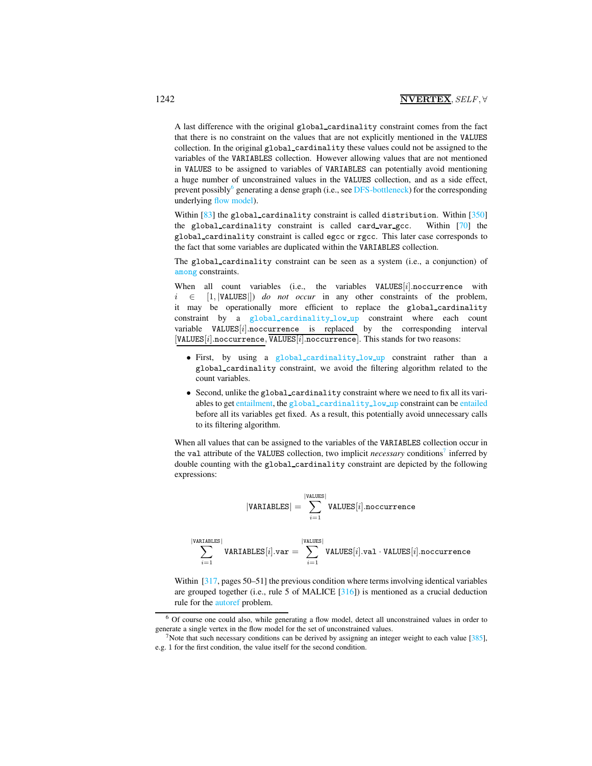A last difference with the original global_cardinality constraint comes from the fact that there is no constraint on the values that are not explicitly mentioned in the VALUES collection. In the original global_cardinality these values could not be assigned to the variables of the VARIABLES collection. However allowing values that are not mentioned in VALUES to be assigned to variables of VARIABLES can potentially avoid mentioning a huge number of unconstrained values in the VALUES collection, and as a side effect, prevent possibly[6] generating a dense graph (i.e., see DFS-bottleneck) for the corresponding underlying flow model).

Within [83] the global_cardinality constraint is called distribution. Within [350] the global_cardinality constraint is called card_var_gcc. Within [70] the global_cardinality constraint is called egcc or rgcc. This later case corresponds to the fact that some variables are duplicated within the VARIABLES collection.

The global_cardinality constraint can be seen as a system (i.e., a conjunction) of among constraints.

When all count variables (i.e., the variables VALUES$[i]$.noccurrence with $i \in [1, |\texttt{VALUES}|]$) *do not occur* in any other constraints of the problem, it may be operationally more efficient to replace the global_cardinality constraint by a global_cardinality_low_up constraint where each count variable VALUES$[i]$.noccurrence is replaced by the corresponding interval $[\underline{\texttt{VALUES}[i].\texttt{noccurrence}}, \overline{\texttt{VALUES}[i].\texttt{noccurrence}}]$. This stands for two reasons:

- First, by using a global_cardinality_low_up constraint rather than a global_cardinality constraint, we avoid the filtering algorithm related to the count variables.
- Second, unlike the global_cardinality constraint where we need to fix all its variables to get entailment, the global_cardinality_low_up constraint can be entailed before all its variables get fixed. As a result, this potentially avoid unnecessary calls to its filtering algorithm.

When all values that can be assigned to the variables of the VARIABLES collection occur in the val attribute of the VALUES collection, two implicit *necessary* conditions[7] inferred by double counting with the global_cardinality constraint are depicted by the following expressions:

$$|\texttt{VARIABLES}| = \sum_{i=1}^{|\texttt{VALUES}|} \texttt{VALUES}[i].\texttt{noccurrence}$$

$$\sum_{i=1}^{|\texttt{VARIABLES}|} \texttt{VARIABLES}[i].\texttt{var} = \sum_{i=1}^{|\texttt{VALUES}|} \texttt{VALUES}[i].\texttt{val} \cdot \texttt{VALUES}[i].\texttt{noccurrence}$$

Within [317, pages 50–51] the previous condition where terms involving identical variables are grouped together (i.e., rule 5 of MALICE [316]) is mentioned as a crucial deduction rule for the autoref problem.

---

[6] Of course one could also, while generating a flow model, detect all unconstrained values in order to generate a single vertex in the flow model for the set of unconstrained values.

[7] Note that such necessary conditions can be derived by assigning an integer weight to each value [385], e.g. 1 for the first condition, the value itself for the second condition.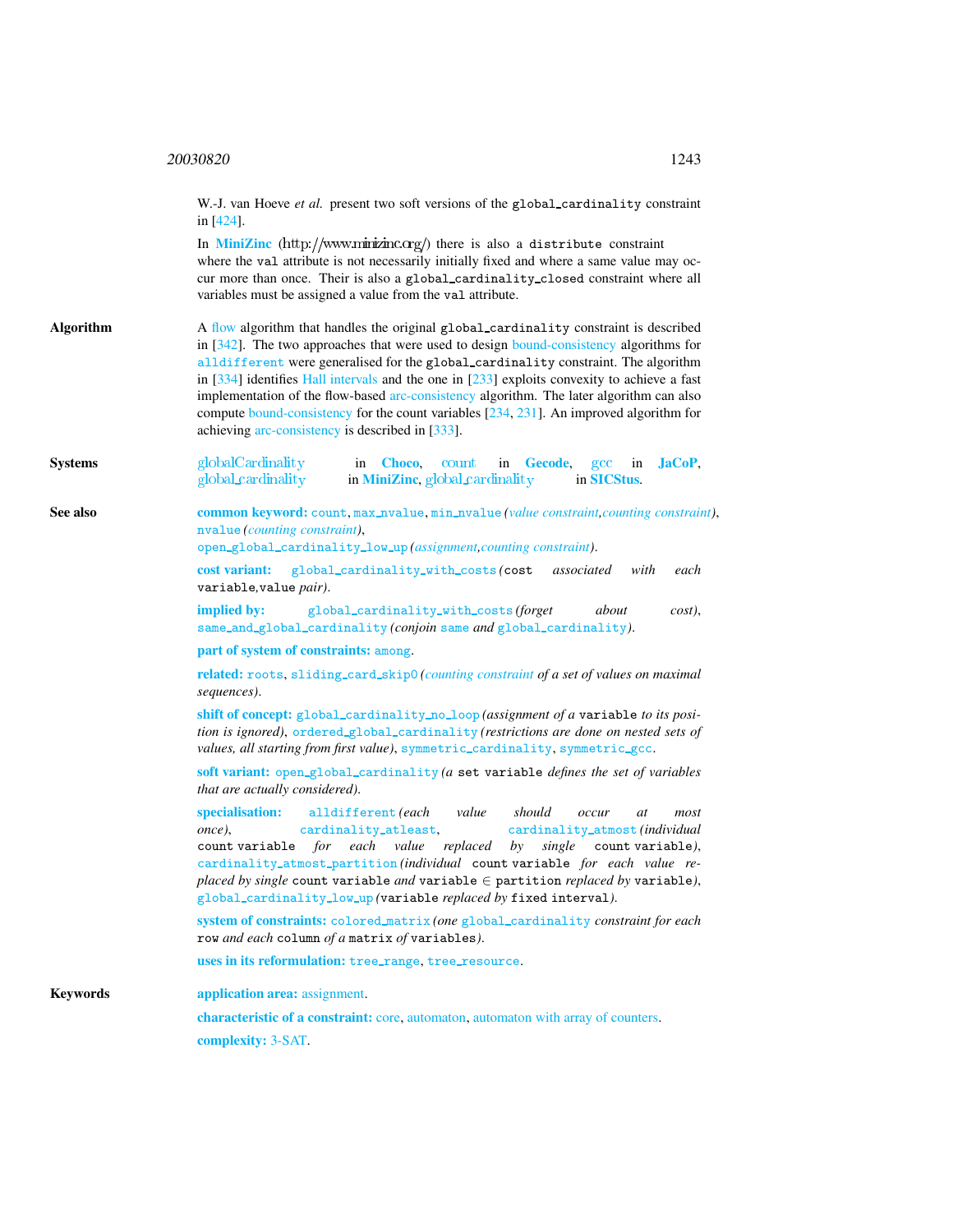W.-J. van Hoeve *et al.* present two soft versions of the global_cardinality constraint in [424].

In **MiniZinc** (http://www.minizinc.org/) there is also a distribute constraint where the val attribute is not necessarily initially fixed and where a same value may occur more than once. Their is also a global_cardinality_closed constraint where all variables must be assigned a value from the val attribute.

**Algorithm**

A flow algorithm that handles the original global_cardinality constraint is described in [342]. The two approaches that were used to design bound-consistency algorithms for alldifferent were generalised for the global_cardinality constraint. The algorithm in [334] identifies Hall intervals and the one in [233] exploits convexity to achieve a fast implementation of the flow-based arc-consistency algorithm. The later algorithm can also compute bound-consistency for the count variables [234, 231]. An improved algorithm for achieving arc-consistency is described in [333].

**Systems**

globalCardinality in **Choco**, count in **Gecode**, gcc in **JaCoP**, global_cardinality in **MiniZinc**, global_cardinality in **SICStus**.

**See also**

**common keyword:** count, max_nvalue, min_nvalue *(value constraint, counting constraint)*, nvalue *(counting constraint)*, open_global_cardinality_low_up *(assignment, counting constraint)*.

**cost variant:** global_cardinality_with_costs *(*cost *associated with each* variable,value *pair)*.

**implied by:** global_cardinality_with_costs *(forget about cost)*, same_and_global_cardinality *(conjoin* same *and* global_cardinality*)*.

**part of system of constraints:** among.

**related:** roots, sliding_card_skip0 *(counting constraint of a set of values on maximal sequences)*.

**shift of concept:** global_cardinality_no_loop *(assignment of a* variable *to its position is ignored)*, ordered_global_cardinality *(restrictions are done on nested sets of values, all starting from first value)*, symmetric_cardinality, symmetric_gcc.

**soft variant:** open_global_cardinality *(a* set variable *defines the set of variables that are actually considered)*.

**specialisation:** alldifferent *(each value should occur at most once)*, cardinality_atleast, cardinality_atmost *(individual* count variable *for each value replaced by single* count variable*)*, cardinality_atmost_partition *(individual* count variable *for each value replaced by single* count variable *and* variable $\in$ partition *replaced by* variable*)*, global_cardinality_low_up *(*variable *replaced by* fixed interval*)*.

**system of constraints:** colored_matrix *(one* global_cardinality *constraint for each* row *and each* column *of a* matrix *of* variables*)*.

**uses in its reformulation:** tree_range, tree_resource.

**Keywords**

**application area:** assignment.

**characteristic of a constraint:** core, automaton, automaton with array of counters.

**complexity:** 3-SAT.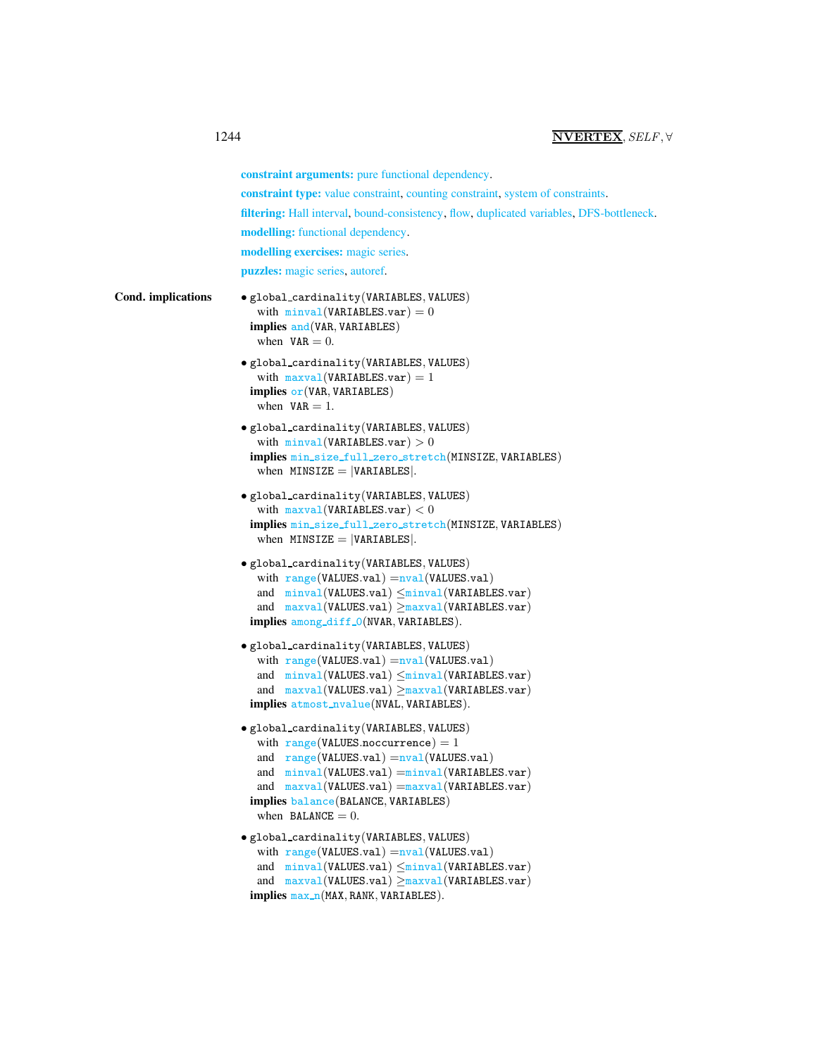**constraint arguments:** pure functional dependency.

**constraint type:** value constraint, counting constraint, system of constraints.

**filtering:** Hall interval, bound-consistency, flow, duplicated variables, DFS-bottleneck.

**modelling:** functional dependency.

**modelling exercises:** magic series.

**puzzles:** magic series, autoref.

**Cond. implications**

- global_cardinality(VARIABLES, VALUES)
  with minval(VARIABLES.var) $= 0$
  **implies** and(VAR, VARIABLES)
  when VAR $= 0$.

- global_cardinality(VARIABLES, VALUES)
  with maxval(VARIABLES.var) $= 1$
  **implies** or(VAR, VARIABLES)
  when VAR $= 1$.

- global_cardinality(VARIABLES, VALUES)
  with minval(VARIABLES.var) $> 0$
  **implies** min_size_full_zero_stretch(MINSIZE, VARIABLES)
  when MINSIZE $= |$VARIABLES$|$.

- global_cardinality(VARIABLES, VALUES)
  with maxval(VARIABLES.var) $< 0$
  **implies** min_size_full_zero_stretch(MINSIZE, VARIABLES)
  when MINSIZE $= |$VARIABLES$|$.

- global_cardinality(VARIABLES, VALUES)
  with range(VALUES.val) $=$nval(VALUES.val)
  and minval(VALUES.val) $\leq$minval(VARIABLES.var)
  and maxval(VALUES.val) $\geq$maxval(VARIABLES.var)
  **implies** among_diff_0(NVAR, VARIABLES).

- global_cardinality(VARIABLES, VALUES)
  with range(VALUES.val) $=$nval(VALUES.val)
  and minval(VALUES.val) $\leq$minval(VARIABLES.var)
  and maxval(VALUES.val) $\geq$maxval(VARIABLES.var)
  **implies** atmost_nvalue(NVAL, VARIABLES).

- global_cardinality(VARIABLES, VALUES)
  with range(VALUES.noccurrence) $= 1$
  and range(VALUES.val) $=$nval(VALUES.val)
  and minval(VALUES.val) $=$minval(VARIABLES.var)
  and maxval(VALUES.val) $=$maxval(VARIABLES.var)
  **implies** balance(BALANCE, VARIABLES)
  when BALANCE $= 0$.

- global_cardinality(VARIABLES, VALUES)
  with range(VALUES.val) $=$nval(VALUES.val)
  and minval(VALUES.val) $\leq$minval(VARIABLES.var)
  and maxval(VALUES.val) $\geq$maxval(VARIABLES.var)
  **implies** max_n(MAX, RANK, VARIABLES).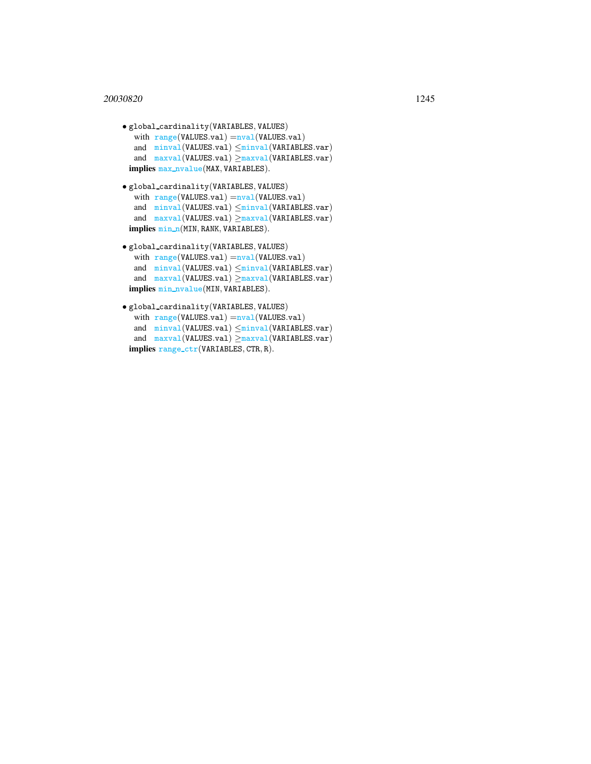- global_cardinality(VARIABLES, VALUES)
  with range(VALUES.val) =nval(VALUES.val)
  and minval(VALUES.val) ≤minval(VARIABLES.var)
  and maxval(VALUES.val) ≥maxval(VARIABLES.var)
  **implies** max_nvalue(MAX, VARIABLES).

- global_cardinality(VARIABLES, VALUES)
  with range(VALUES.val) =nval(VALUES.val)
  and minval(VALUES.val) ≤minval(VARIABLES.var)
  and maxval(VALUES.val) ≥maxval(VARIABLES.var)
  **implies** min_n(MIN, RANK, VARIABLES).

- global_cardinality(VARIABLES, VALUES)
  with range(VALUES.val) =nval(VALUES.val)
  and minval(VALUES.val) ≤minval(VARIABLES.var)
  and maxval(VALUES.val) ≥maxval(VARIABLES.var)
  **implies** min_nvalue(MIN, VARIABLES).

- global_cardinality(VARIABLES, VALUES)
  with range(VALUES.val) =nval(VALUES.val)
  and minval(VALUES.val) ≤minval(VARIABLES.var)
  and maxval(VALUES.val) ≥maxval(VARIABLES.var)
  **implies** range_ctr(VARIABLES, CTR, R).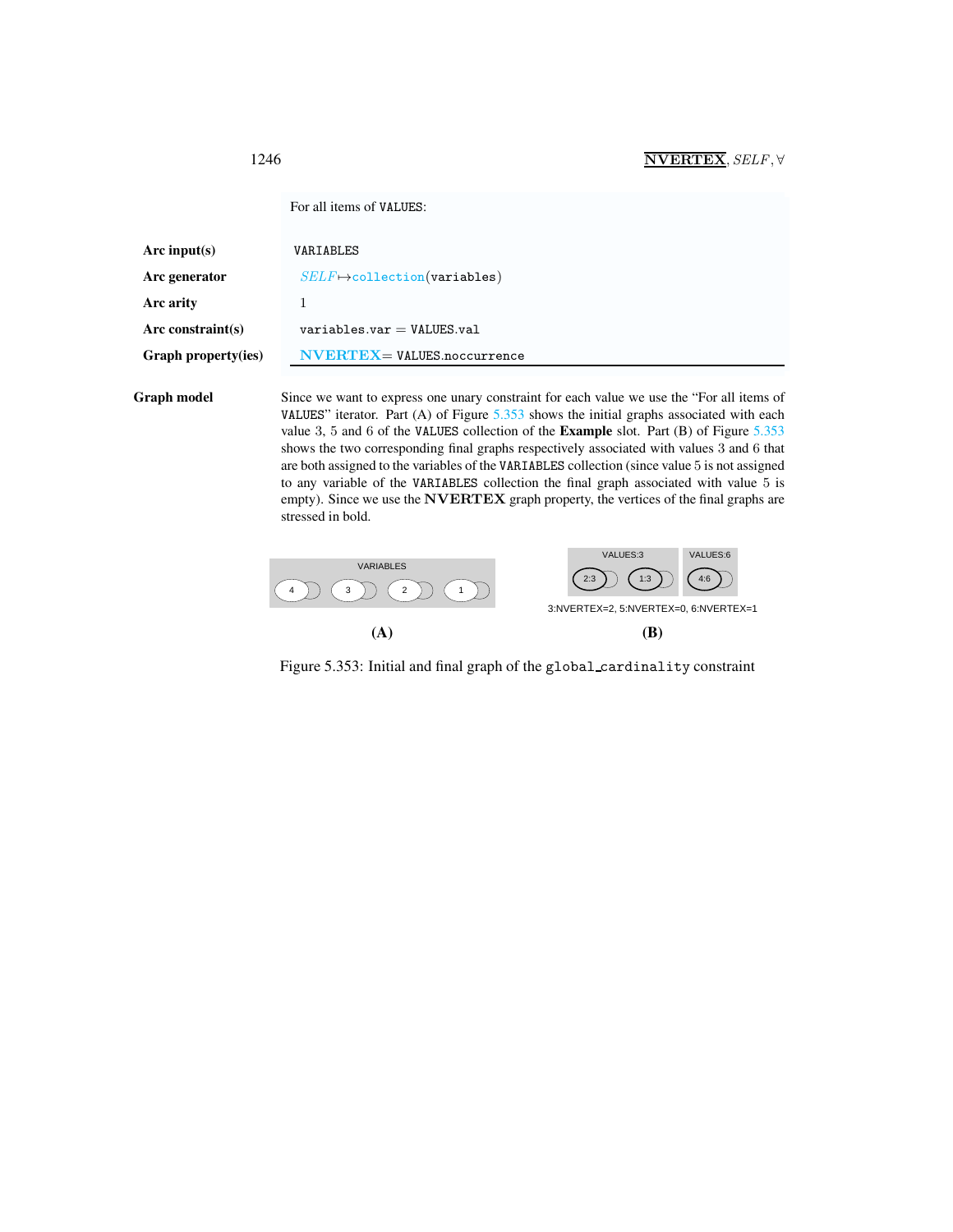For all items of VALUES:

| | |
|---|---|
| **Arc input(s)** | VALUES |
| **Arc generator** | *SELF* ↦ collection(variables) |
| **Arc arity** | 1 |
| **Arc constraint(s)** | variables.var = VALUES.val |
| **Graph property(ies)** | **NVERTEX** = VALUES.noccurrence |

**Graph model** Since we want to express one unary constraint for each value we use the "For all items of VALUES" iterator. Part (A) of Figure 5.353 shows the initial graphs associated with each value 3, 5 and 6 of the VALUES collection of the **Example** slot. Part (B) of Figure 5.353 shows the two corresponding final graphs respectively associated with values 3 and 6 that are both assigned to the variables of the VARIABLES collection (since value 5 is not assigned to any variable of the VARIABLES collection the final graph associated with value 5 is empty). Since we use the **NVERTEX** graph property, the vertices of the final graphs are stressed in bold.

VARIABLES

4 3 2 1

**(A)**

VALUES:3 VALUES:6

2:3 1:3 4:6

3:NVERTEX=2, 5:NVERTEX=0, 6:NVERTEX=1

**(B)**

Figure 5.353: Initial and final graph of the global_cardinality constraint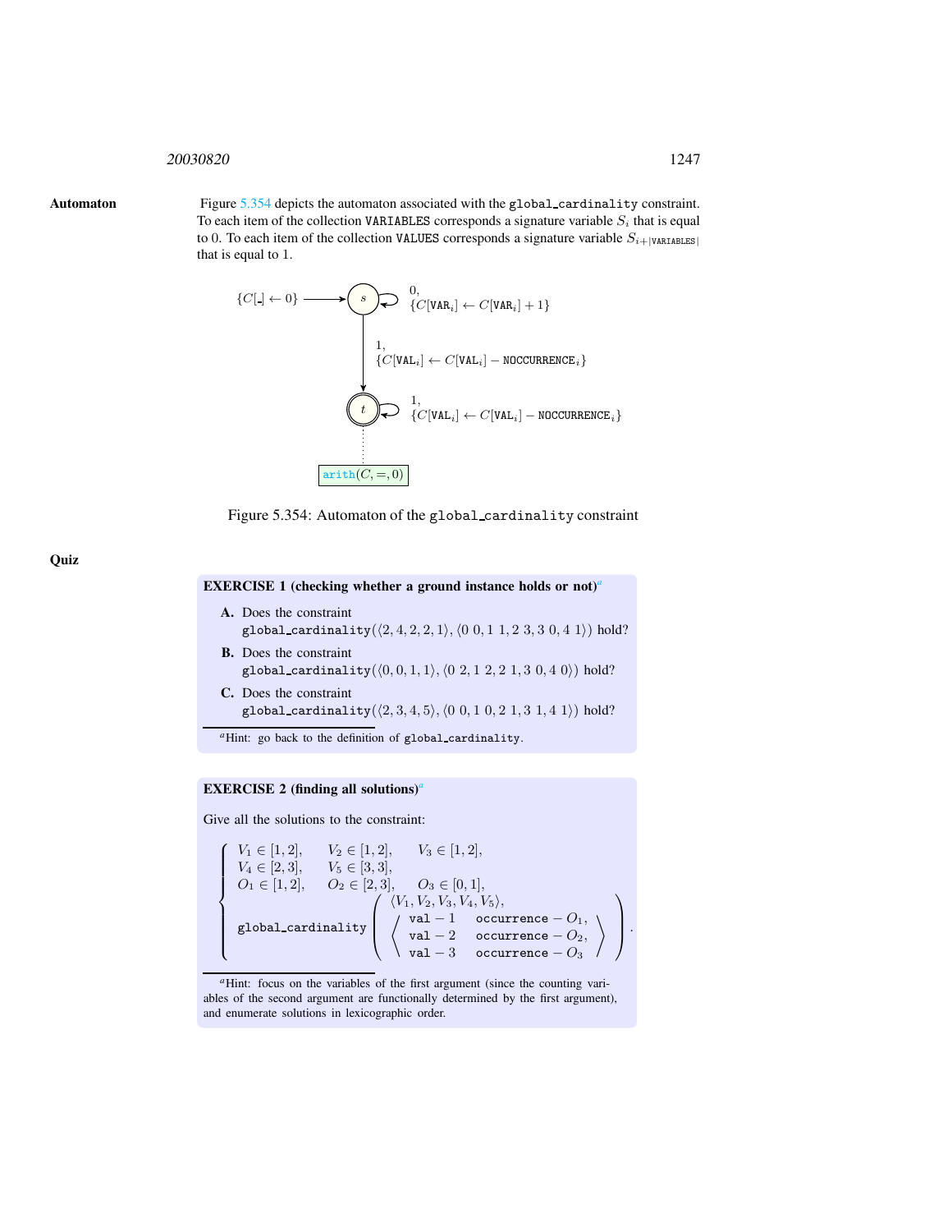## Automaton

Figure 5.354 depicts the automaton associated with the `global_cardinality` constraint. To each item of the collection `VARIABLES` corresponds a signature variable $S_i$ that is equal to 0. To each item of the collection `VALUES` corresponds a signature variable $S_{i+|\texttt{VARIABLES}|}$ that is equal to 1.

$\{C[\_] \leftarrow 0\}$ → $s$; $s$ loop: $0, \{C[\texttt{VAR}_i] \leftarrow C[\texttt{VAR}_i] + 1\}$; $s \to t$: $1, \{C[\texttt{VAL}_i] \leftarrow C[\texttt{VAL}_i] - \texttt{NOCCURRENCE}_i\}$; $t$ loop: $1, \{C[\texttt{VAL}_i] \leftarrow C[\texttt{VAL}_i] - \texttt{NOCCURRENCE}_i\}$; $t$: $\texttt{arith}(C, =, 0)$

Figure 5.354: Automaton of the `global_cardinality` constraint

## Quiz

**EXERCISE 1 (checking whether a ground instance holds or not)**[a]

**A.** Does the constraint
`global_cardinality`$(\langle 2, 4, 2, 2, 1\rangle, \langle 0\ 0, 1\ 1, 2\ 3, 3\ 0, 4\ 1\rangle)$ hold?

**B.** Does the constraint
`global_cardinality`$(\langle 0, 0, 1, 1\rangle, \langle 0\ 2, 1\ 2, 2\ 1, 3\ 0, 4\ 0\rangle)$ hold?

**C.** Does the constraint
`global_cardinality`$(\langle 2, 3, 4, 5\rangle, \langle 0\ 0, 1\ 0, 2\ 1, 3\ 1, 4\ 1\rangle)$ hold?

[a] Hint: go back to the definition of `global_cardinality`.

**EXERCISE 2 (finding all solutions)**[a]

Give all the solutions to the constraint:

$$\left\{\begin{array}{lll} V_1 \in [1,2], & V_2 \in [1,2], & V_3 \in [1,2], \\ V_4 \in [2,3], & V_5 \in [3,3], & \\ O_1 \in [1,2], & O_2 \in [2,3], & O_3 \in [0,1], \\ \multicolumn{3}{l}{\texttt{global\_cardinality}\left(\begin{array}{l}\langle V_1, V_2, V_3, V_4, V_5\rangle, \\ \left\langle \begin{array}{ll} \texttt{val}-1 & \texttt{occurrence}-O_1, \\ \texttt{val}-2 & \texttt{occurrence}-O_2, \\ \texttt{val}-3 & \texttt{occurrence}-O_3 \end{array}\right\rangle \end{array}\right).} \end{array}\right.$$

[a] Hint: focus on the variables of the first argument (since the counting variables of the second argument are functionally determined by the first argument), and enumerate solutions in lexicographic order.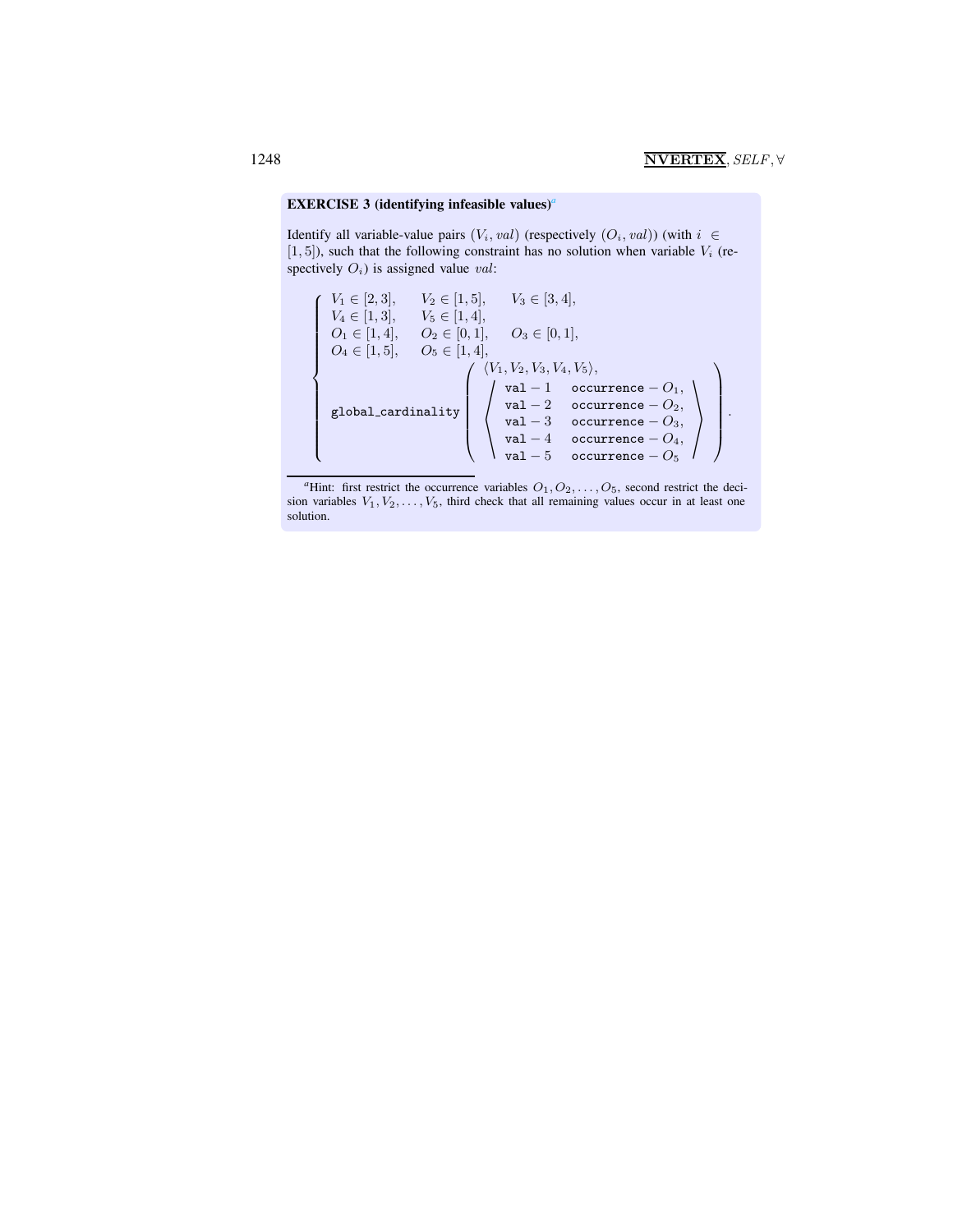**EXERCISE 3 (identifying infeasible values)**[a]

Identify all variable-value pairs $(V_i, val)$ (respectively $(O_i, val)$) (with $i \in [1,5]$), such that the following constraint has no solution when variable $V_i$ (respectively $O_i$) is assigned value $val$:

$$
\left\{
\begin{array}{l}
V_1 \in [2,3], \quad V_2 \in [1,5], \quad V_3 \in [3,4], \\
V_4 \in [1,3], \quad V_5 \in [1,4], \\
O_1 \in [1,4], \quad O_2 \in [0,1], \quad O_3 \in [0,1], \\
O_4 \in [1,5], \quad O_5 \in [1,4], \\
\texttt{global\_cardinality}\left(
\begin{array}{l}
\langle V_1, V_2, V_3, V_4, V_5 \rangle, \\
\left\langle
\begin{array}{ll}
\texttt{val}-1 & \texttt{occurrence}-O_1, \\
\texttt{val}-2 & \texttt{occurrence}-O_2, \\
\texttt{val}-3 & \texttt{occurrence}-O_3, \\
\texttt{val}-4 & \texttt{occurrence}-O_4, \\
\texttt{val}-5 & \texttt{occurrence}-O_5
\end{array}
\right\rangle
\end{array}
\right).
\end{array}
\right.
$$

[a] Hint: first restrict the occurrence variables $O_1, O_2, \ldots, O_5$, second restrict the decision variables $V_1, V_2, \ldots, V_5$, third check that all remaining values occur in at least one solution.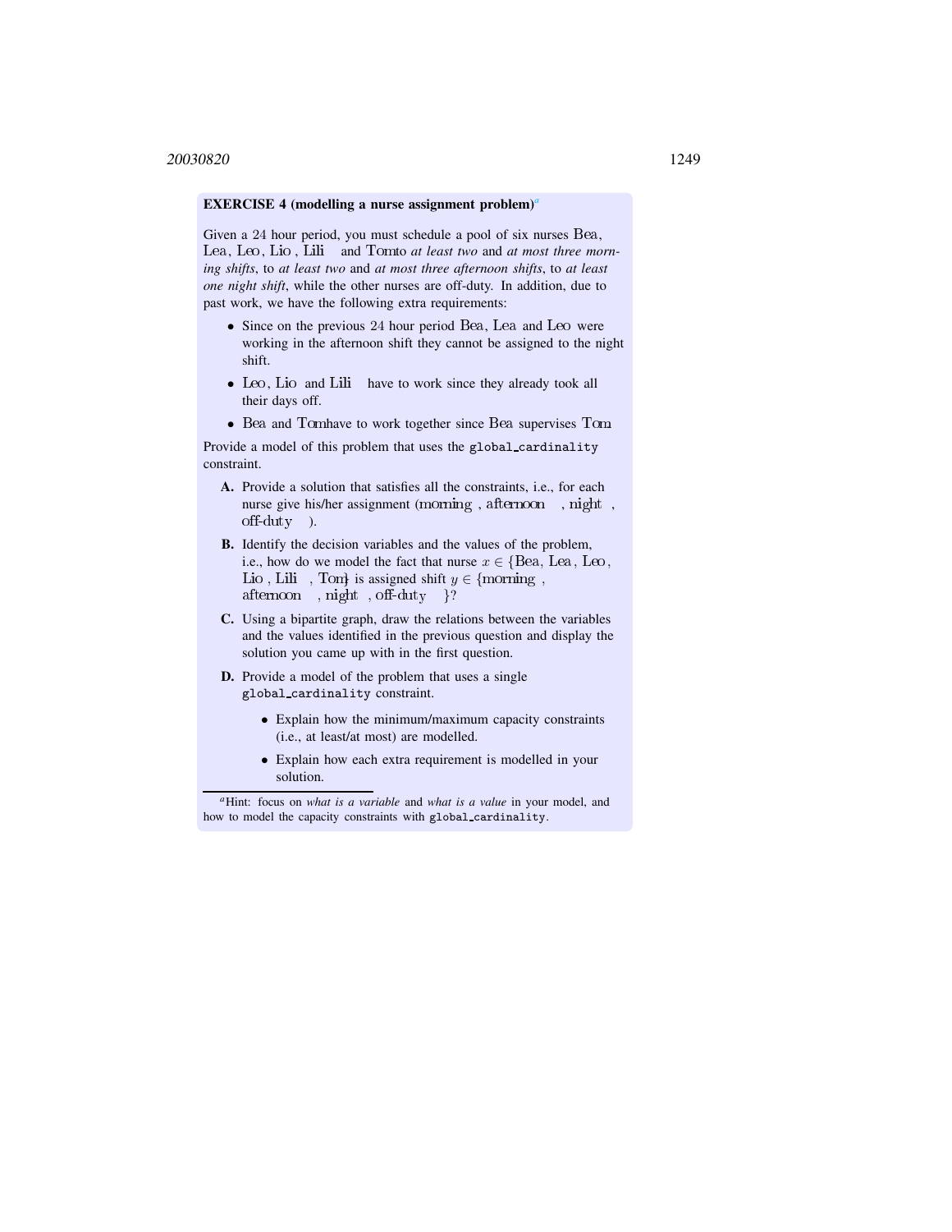**EXERCISE 4 (modelling a nurse assignment problem)**[a]

Given a 24 hour period, you must schedule a pool of six nurses Bea, Lea, Leo, Lio, Lili and Tom to *at least two* and *at most three morning shifts*, to *at least two* and *at most three afternoon shifts*, to *at least one night shift*, while the other nurses are off-duty. In addition, due to past work, we have the following extra requirements:

- Since on the previous 24 hour period Bea, Lea and Leo were working in the afternoon shift they cannot be assigned to the night shift.
- Leo, Lio and Lili have to work since they already took all their days off.
- Bea and Tom have to work together since Bea supervises Tom.

Provide a model of this problem that uses the `global_cardinality` constraint.

**A.** Provide a solution that satisfies all the constraints, i.e., for each nurse give his/her assignment (morning, afternoon, night, off-duty).

**B.** Identify the decision variables and the values of the problem, i.e., how do we model the fact that nurse $x \in$ {Bea, Lea, Leo, Lio, Lili, Tom} is assigned shift $y \in$ {morning, afternoon, night, off-duty}?

**C.** Using a bipartite graph, draw the relations between the variables and the values identified in the previous question and display the solution you came up with in the first question.

**D.** Provide a model of the problem that uses a single `global_cardinality` constraint.

- Explain how the minimum/maximum capacity constraints (i.e., at least/at most) are modelled.
- Explain how each extra requirement is modelled in your solution.

[a] Hint: focus on *what is a variable* and *what is a value* in your model, and how to model the capacity constraints with `global_cardinality`.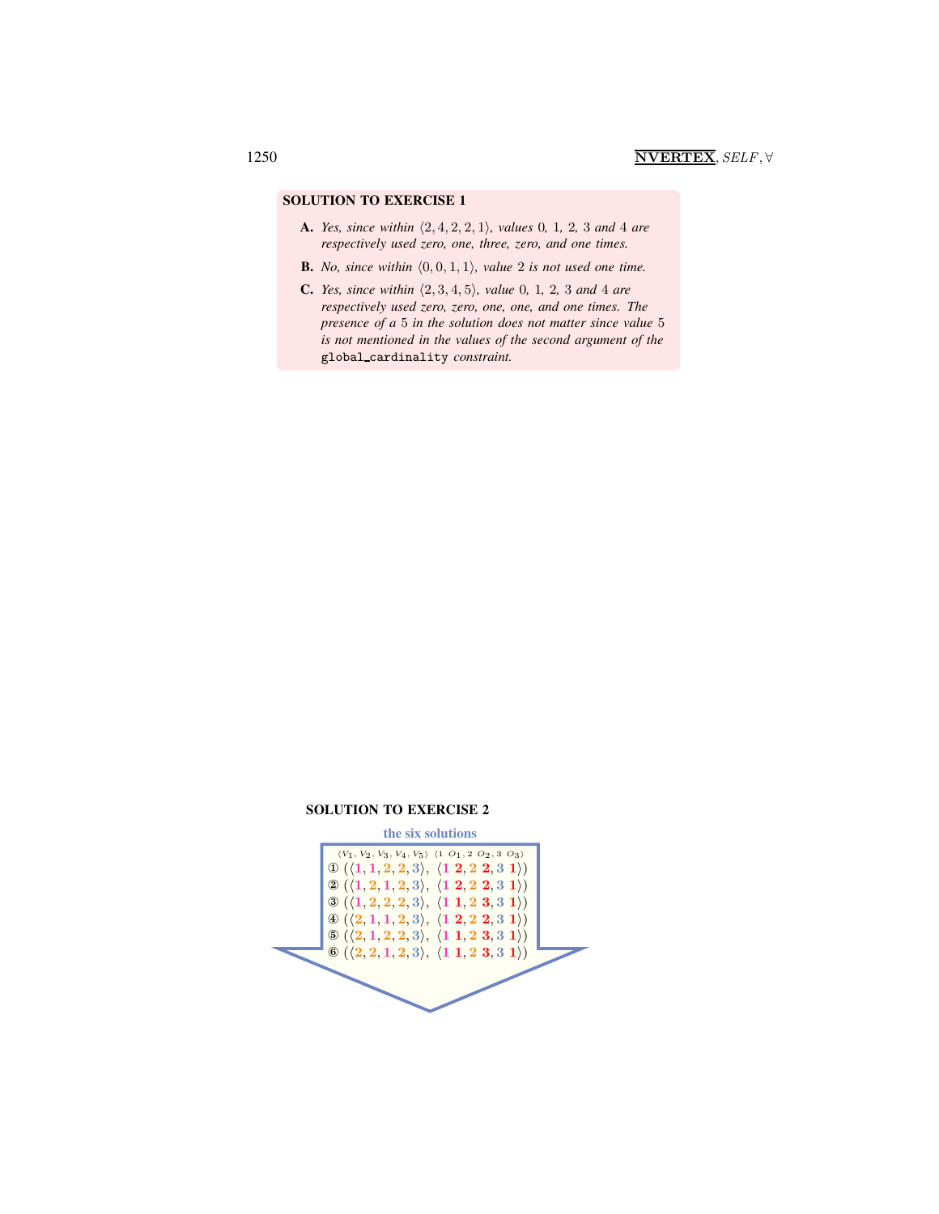**SOLUTION TO EXERCISE 1**

**A.** *Yes, since within $\langle 2,4,2,2,1\rangle$, values 0, 1, 2, 3 and 4 are respectively used zero, one, three, zero, and one times.*

**B.** *No, since within $\langle 0,0,1,1\rangle$, value 2 is not used one time.*

**C.** *Yes, since within $\langle 2,3,4,5\rangle$, value 0, 1, 2, 3 and 4 are respectively used zero, zero, one, one, and one times. The presence of a 5 in the solution does not matter since value 5 is not mentioned in the values of the second argument of the* `global_cardinality` *constraint.*

**SOLUTION TO EXERCISE 2**

**the six solutions**

| | $\langle V_1, V_2, V_3, V_4, V_5\rangle$ | $\langle 1\ O_1, 2\ O_2, 3\ O_3\rangle$ |
|---|---|---|
| ① | $(\langle 1,1,2,2,3\rangle,$ | $\langle 1\ 2, 2\ 2, 3\ 1\rangle)$ |
| ② | $(\langle 1,2,1,2,3\rangle,$ | $\langle 1\ 2, 2\ 2, 3\ 1\rangle)$ |
| ③ | $(\langle 1,2,2,2,3\rangle,$ | $\langle 1\ 1, 2\ 3, 3\ 1\rangle)$ |
| ④ | $(\langle 2,1,1,2,3\rangle,$ | $\langle 1\ 2, 2\ 2, 3\ 1\rangle)$ |
| ⑤ | $(\langle 2,1,2,2,3\rangle,$ | $\langle 1\ 1, 2\ 3, 3\ 1\rangle)$ |
| ⑥ | $(\langle 2,2,1,2,3\rangle,$ | $\langle 1\ 1, 2\ 3, 3\ 1\rangle)$ |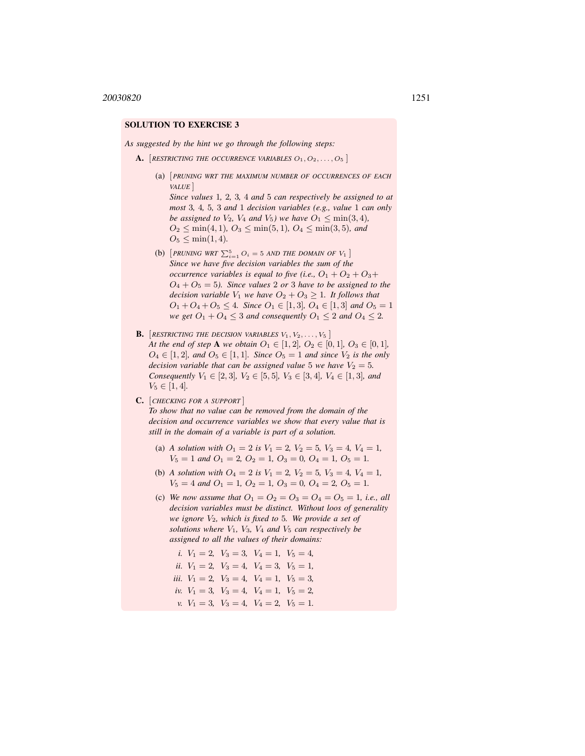**SOLUTION TO EXERCISE 3**

*As suggested by the hint we go through the following steps:*

**A.** [RESTRICTING THE OCCURRENCE VARIABLES $O_1, O_2, \ldots, O_5$]

(a) [PRUNING WRT THE MAXIMUM NUMBER OF OCCURRENCES OF EACH VALUE]
*Since values 1, 2, 3, 4 and 5 can respectively be assigned to at most 3, 4, 5, 3 and 1 decision variables (e.g., value 1 can only be assigned to $V_2$, $V_4$ and $V_5$) we have $O_1 \leq \min(3,4)$, $O_2 \leq \min(4,1)$, $O_3 \leq \min(5,1)$, $O_4 \leq \min(3,5)$, and $O_5 \leq \min(1,4)$.*

(b) [PRUNING WRT $\sum_{i=1}^{5} O_i = 5$ AND THE DOMAIN OF $V_1$]
*Since we have five decision variables the sum of the occurrence variables is equal to five (i.e., $O_1 + O_2 + O_3 + O_4 + O_5 = 5$). Since values 2 or 3 have to be assigned to the decision variable $V_1$ we have $O_2 + O_3 \geq 1$. It follows that $O_1 + O_4 + O_5 \leq 4$. Since $O_1 \in [1,3]$, $O_4 \in [1,3]$ and $O_5 = 1$ we get $O_1 + O_4 \leq 3$ and consequently $O_1 \leq 2$ and $O_4 \leq 2$.*

**B.** [RESTRICTING THE DECISION VARIABLES $V_1, V_2, \ldots, V_5$]
*At the end of step* **A** *we obtain $O_1 \in [1,2]$, $O_2 \in [0,1]$, $O_3 \in [0,1]$, $O_4 \in [1,2]$, and $O_5 \in [1,1]$. Since $O_5 = 1$ and since $V_2$ is the only decision variable that can be assigned value 5 we have $V_2 = 5$. Consequently $V_1 \in [2,3]$, $V_2 \in [5,5]$, $V_3 \in [3,4]$, $V_4 \in [1,3]$, and $V_5 \in [1,4]$.*

**C.** [CHECKING FOR A SUPPORT]
*To show that no value can be removed from the domain of the decision and occurrence variables we show that every value that is still in the domain of a variable is part of a solution.*

(a) *A solution with $O_1 = 2$ is $V_1 = 2$, $V_2 = 5$, $V_3 = 4$, $V_4 = 1$, $V_5 = 1$ and $O_1 = 2$, $O_2 = 1$, $O_3 = 0$, $O_4 = 1$, $O_5 = 1$.*

(b) *A solution with $O_4 = 2$ is $V_1 = 2$, $V_2 = 5$, $V_3 = 4$, $V_4 = 1$, $V_5 = 4$ and $O_1 = 1$, $O_2 = 1$, $O_3 = 0$, $O_4 = 2$, $O_5 = 1$.*

(c) *We now assume that $O_1 = O_2 = O_3 = O_4 = O_5 = 1$, i.e., all decision variables must be distinct. Without loos of generality we ignore $V_2$, which is fixed to 5. We provide a set of solutions where $V_1$, $V_3$, $V_4$ and $V_5$ can respectively be assigned to all the values of their domains:*

i. $V_1 = 2,\ V_3 = 3,\ V_4 = 1,\ V_5 = 4,$

ii. $V_1 = 2,\ V_3 = 4,\ V_4 = 3,\ V_5 = 1,$

iii. $V_1 = 2,\ V_3 = 4,\ V_4 = 1,\ V_5 = 3,$

iv. $V_1 = 3,\ V_3 = 4,\ V_4 = 1,\ V_5 = 2,$

v. $V_1 = 3,\ V_3 = 4,\ V_4 = 2,\ V_5 = 1.$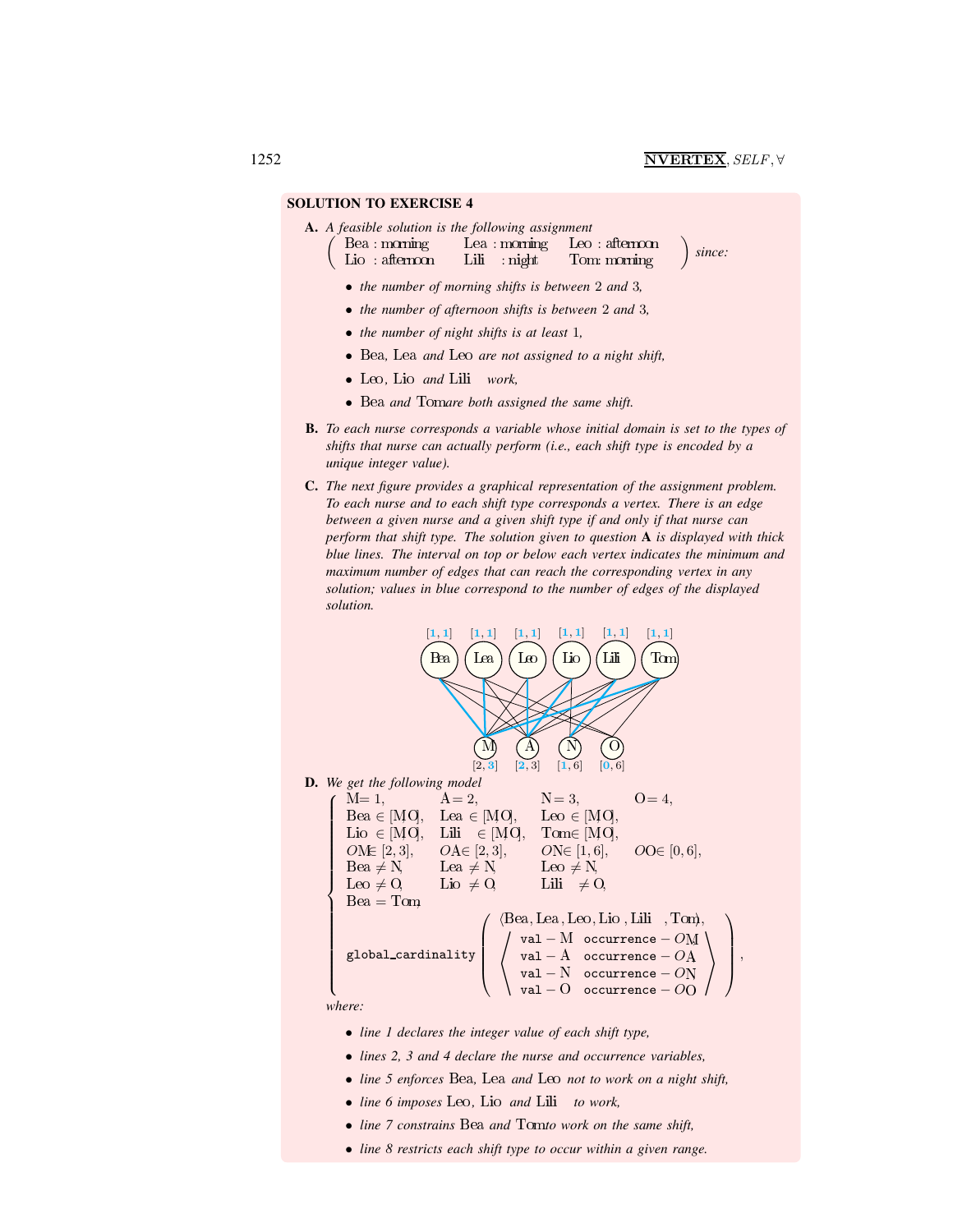**SOLUTION TO EXERCISE 4**

**A.** *A feasible solution is the following assignment*

$$\left(\begin{array}{lll} \text{Bea}:\text{morning} & \text{Lea}:\text{morning} & \text{Leo}:\text{afternoon} \\ \text{Lio}:\text{afternoon} & \text{Lili}:\text{night} & \text{Tom}:\text{morning} \end{array}\right) \textit{ since:}$$

- *the number of morning shifts is between* 2 *and* 3*,*
- *the number of afternoon shifts is between* 2 *and* 3*,*
- *the number of night shifts is at least* 1*,*
- Bea*,* Lea *and* Leo *are not assigned to a night shift,*
- Leo*,* Lio *and* Lili *work,*
- Bea *and* Tom *are both assigned the same shift.*

**B.** *To each nurse corresponds a variable whose initial domain is set to the types of shifts that nurse can actually perform (i.e., each shift type is encoded by a unique integer value).*

**C.** *The next figure provides a graphical representation of the assignment problem. To each nurse and to each shift type corresponds a vertex. There is an edge between a given nurse and a given shift type if and only if that nurse can perform that shift type. The solution given to question* **A** *is displayed with thick blue lines. The interval on top or below each vertex indicates the minimum and maximum number of edges that can reach the corresponding vertex in any solution; values in blue correspond to the number of edges of the displayed solution.*

**D.** *We get the following model*

$$\left\{\begin{array}{llll}
\text{M}=1, & \text{A}=2, & \text{N}=3, & \text{O}=4, \\
\text{Bea}\in[\text{M},\text{O}], & \text{Lea}\in[\text{M},\text{O}], & \text{Leo}\in[\text{M},\text{O}], & \\
\text{Lio}\in[\text{M},\text{O}], & \text{Lili}\in[\text{M},\text{O}], & \text{Tom}\in[\text{M},\text{O}], & \\
O\text{M}\in[2,3], & O\text{A}\in[2,3], & O\text{N}\in[1,6], & O\text{O}\in[0,6], \\
\text{Bea}\neq\text{N}, & \text{Lea}\neq\text{N}, & \text{Leo}\neq\text{N}, & \\
\text{Leo}\neq\text{O}, & \text{Lio}\neq\text{O}, & \text{Lili}\neq\text{O}, & \\
\text{Bea}=\text{Tom}, & & & \\
\texttt{global\_cardinality}\left(\begin{array}{l}\langle\text{Bea},\text{Lea},\text{Leo},\text{Lio},\text{Lili},\text{Tom}\rangle, \\ \left\langle\begin{array}{ll}\texttt{val}-\text{M} & \texttt{occurrence}-O\text{M} \\ \texttt{val}-\text{A} & \texttt{occurrence}-O\text{A} \\ \texttt{val}-\text{N} & \texttt{occurrence}-O\text{N} \\ \texttt{val}-\text{O} & \texttt{occurrence}-O\text{O}\end{array}\right\rangle\end{array}\right), & & &
\end{array}\right.$$

*where:*

- *line 1 declares the integer value of each shift type,*
- *lines 2, 3 and 4 declare the nurse and occurrence variables,*
- *line 5 enforces* Bea*,* Lea *and* Leo *not to work on a night shift,*
- *line 6 imposes* Leo*,* Lio *and* Lili *to work,*
- *line 7 constrains* Bea *and* Tom *to work on the same shift,*
- *line 8 restricts each shift type to occur within a given range.*